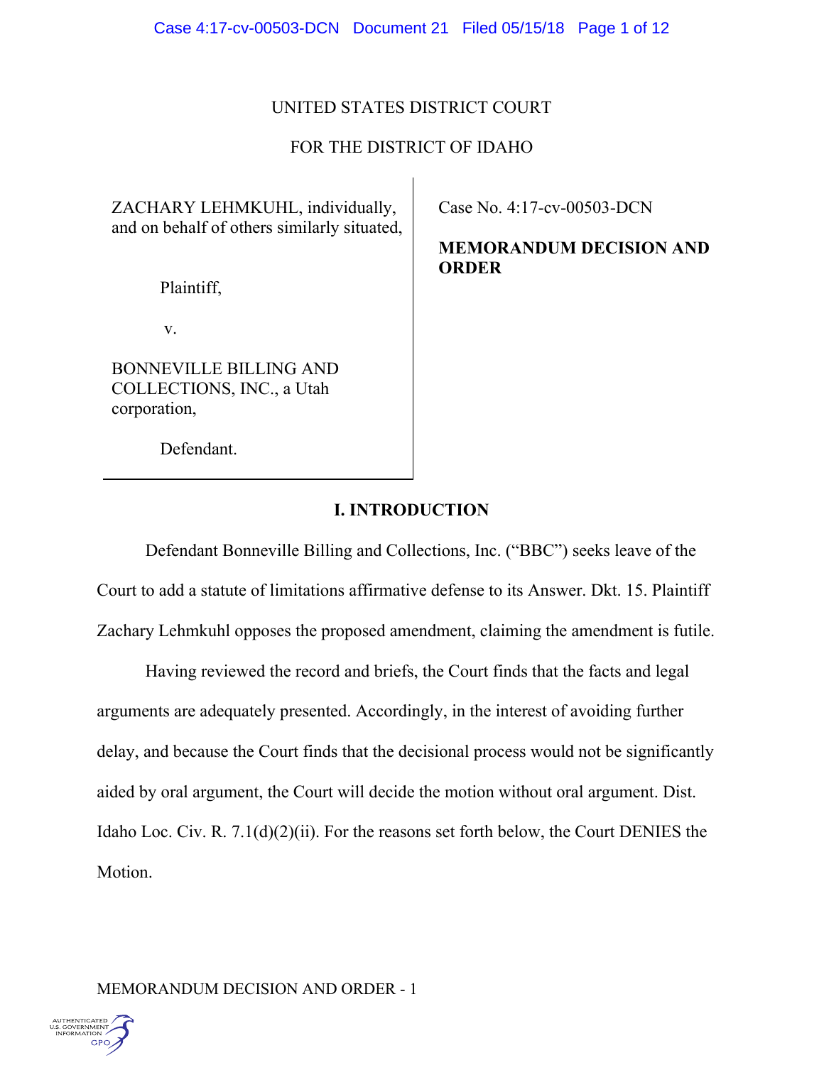UNITED STATES DISTRICT COURT

FOR THE DISTRICT OF IDAHO

| | |
|---|---|
| ZACHARY LEHMKUHL, individually, and on behalf of others similarly situated,<br><br>Plaintiff,<br><br>v.<br><br>BONNEVILLE BILLING AND COLLECTIONS, INC., a Utah corporation,<br><br>Defendant. | Case No. 4:17-cv-00503-DCN<br><br>**MEMORANDUM DECISION AND ORDER** |

## I. INTRODUCTION

Defendant Bonneville Billing and Collections, Inc. ("BBC") seeks leave of the Court to add a statute of limitations affirmative defense to its Answer. Dkt. 15. Plaintiff Zachary Lehmkuhl opposes the proposed amendment, claiming the amendment is futile.

Having reviewed the record and briefs, the Court finds that the facts and legal arguments are adequately presented. Accordingly, in the interest of avoiding further delay, and because the Court finds that the decisional process would not be significantly aided by oral argument, the Court will decide the motion without oral argument. Dist. Idaho Loc. Civ. R. 7.1(d)(2)(ii). For the reasons set forth below, the Court DENIES the Motion.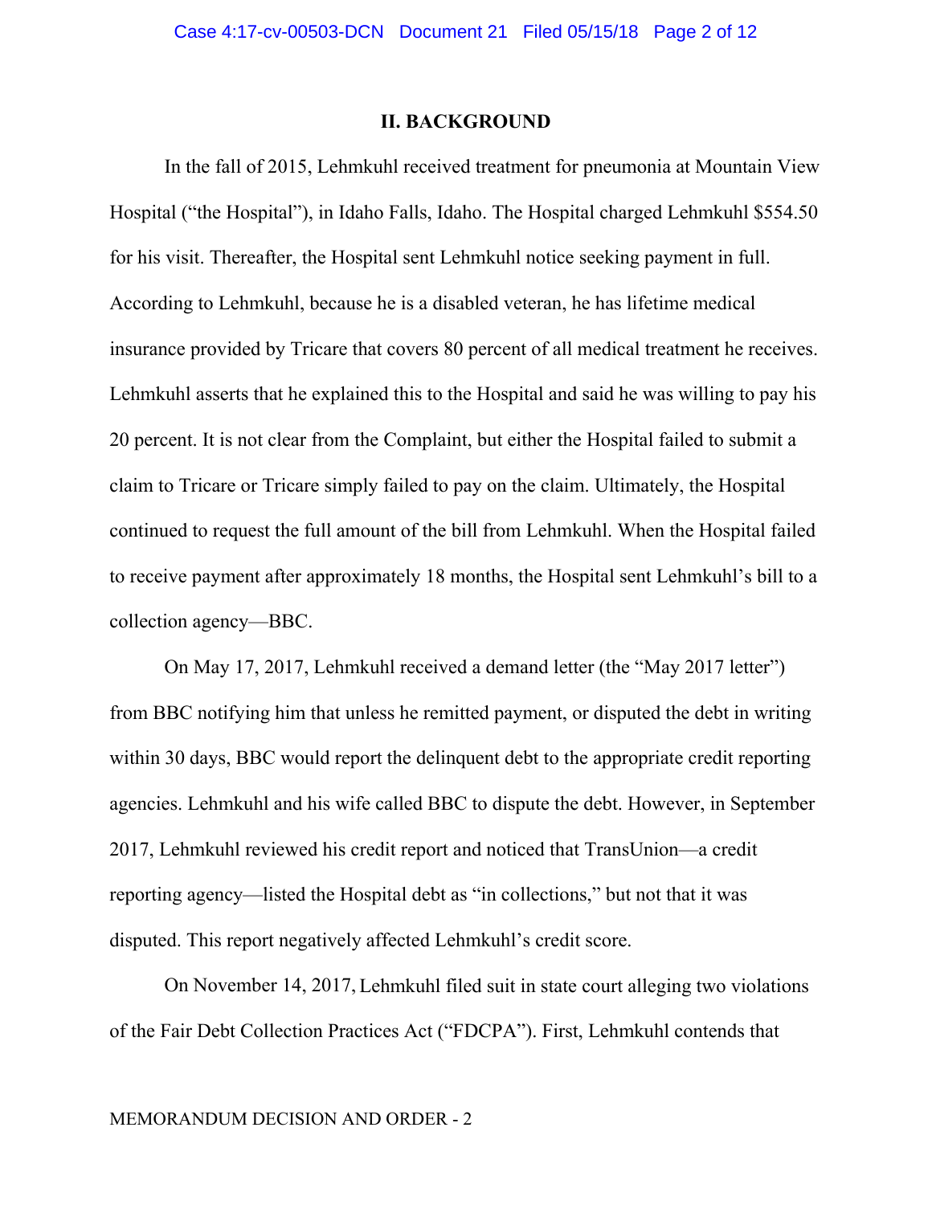## II. BACKGROUND

In the fall of 2015, Lehmkuhl received treatment for pneumonia at Mountain View Hospital ("the Hospital"), in Idaho Falls, Idaho. The Hospital charged Lehmkuhl $554.50 for his visit. Thereafter, the Hospital sent Lehmkuhl notice seeking payment in full. According to Lehmkuhl, because he is a disabled veteran, he has lifetime medical insurance provided by Tricare that covers 80 percent of all medical treatment he receives. Lehmkuhl asserts that he explained this to the Hospital and said he was willing to pay his 20 percent. It is not clear from the Complaint, but either the Hospital failed to submit a claim to Tricare or Tricare simply failed to pay on the claim. Ultimately, the Hospital continued to request the full amount of the bill from Lehmkuhl. When the Hospital failed to receive payment after approximately 18 months, the Hospital sent Lehmkuhl's bill to a collection agency—BBC.

On May 17, 2017, Lehmkuhl received a demand letter (the "May 2017 letter") from BBC notifying him that unless he remitted payment, or disputed the debt in writing within 30 days, BBC would report the delinquent debt to the appropriate credit reporting agencies. Lehmkuhl and his wife called BBC to dispute the debt. However, in September 2017, Lehmkuhl reviewed his credit report and noticed that TransUnion—a credit reporting agency—listed the Hospital debt as "in collections," but not that it was disputed. This report negatively affected Lehmkuhl's credit score.

On November 14, 2017, Lehmkuhl filed suit in state court alleging two violations of the Fair Debt Collection Practices Act ("FDCPA"). First, Lehmkuhl contends that

MEMORANDUM DECISION AND ORDER - 2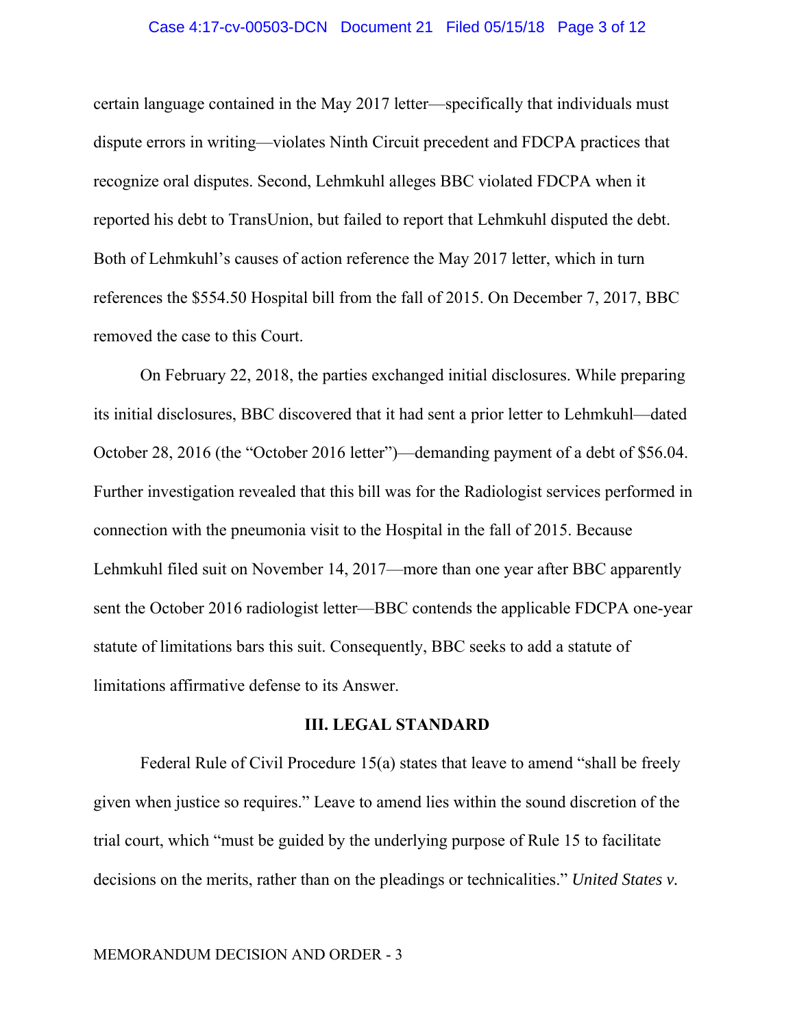certain language contained in the May 2017 letter—specifically that individuals must dispute errors in writing—violates Ninth Circuit precedent and FDCPA practices that recognize oral disputes. Second, Lehmkuhl alleges BBC violated FDCPA when it reported his debt to TransUnion, but failed to report that Lehmkuhl disputed the debt. Both of Lehmkuhl's causes of action reference the May 2017 letter, which in turn references the $554.50 Hospital bill from the fall of 2015. On December 7, 2017, BBC removed the case to this Court.

On February 22, 2018, the parties exchanged initial disclosures. While preparing its initial disclosures, BBC discovered that it had sent a prior letter to Lehmkuhl—dated October 28, 2016 (the "October 2016 letter")—demanding payment of a debt of $56.04. Further investigation revealed that this bill was for the Radiologist services performed in connection with the pneumonia visit to the Hospital in the fall of 2015. Because Lehmkuhl filed suit on November 14, 2017—more than one year after BBC apparently sent the October 2016 radiologist letter—BBC contends the applicable FDCPA one-year statute of limitations bars this suit. Consequently, BBC seeks to add a statute of limitations affirmative defense to its Answer.

## III. LEGAL STANDARD

Federal Rule of Civil Procedure 15(a) states that leave to amend "shall be freely given when justice so requires." Leave to amend lies within the sound discretion of the trial court, which "must be guided by the underlying purpose of Rule 15 to facilitate decisions on the merits, rather than on the pleadings or technicalities." *United States v.*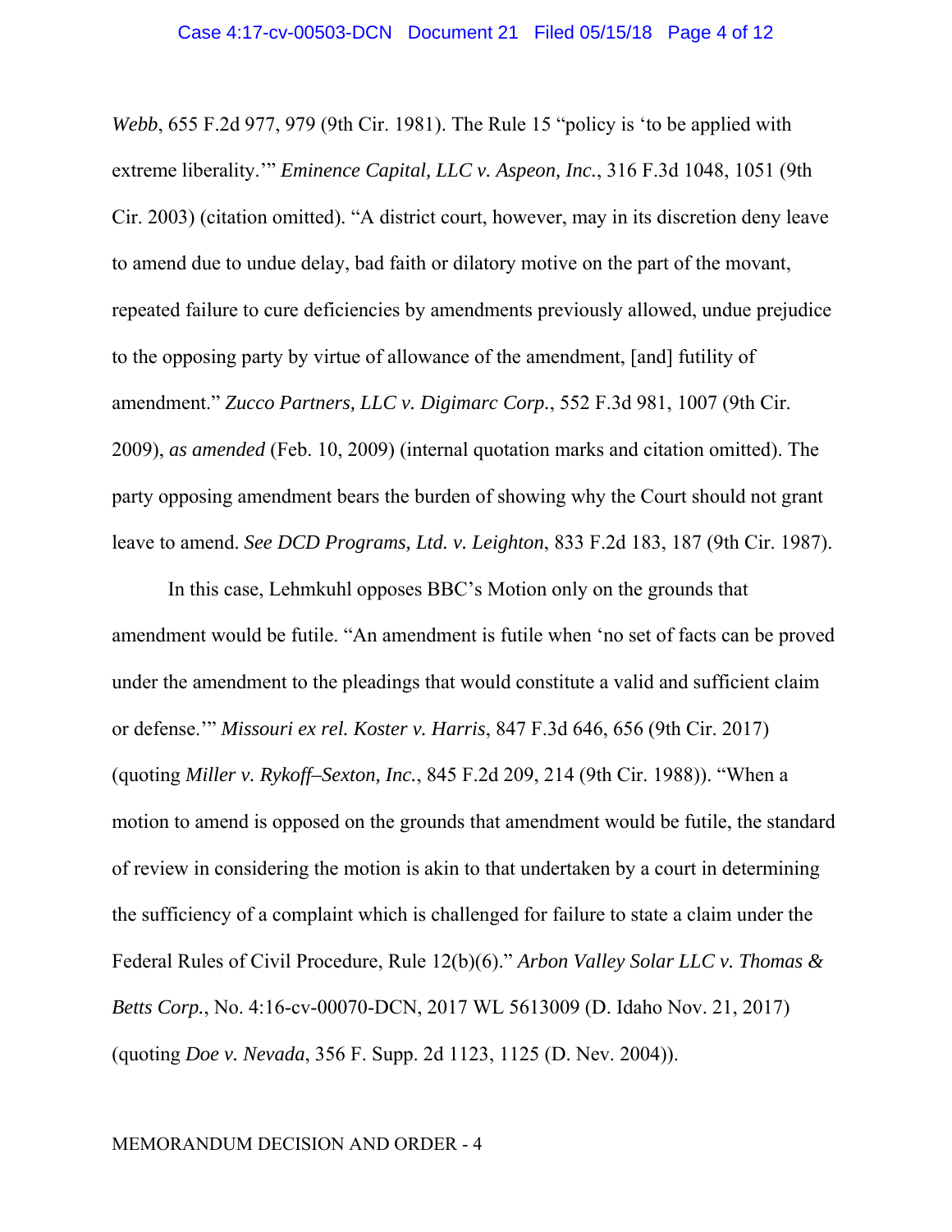*Webb*, 655 F.2d 977, 979 (9th Cir. 1981). The Rule 15 "policy is 'to be applied with extreme liberality.'" *Eminence Capital, LLC v. Aspeon, Inc.*, 316 F.3d 1048, 1051 (9th Cir. 2003) (citation omitted). "A district court, however, may in its discretion deny leave to amend due to undue delay, bad faith or dilatory motive on the part of the movant, repeated failure to cure deficiencies by amendments previously allowed, undue prejudice to the opposing party by virtue of allowance of the amendment, [and] futility of amendment." *Zucco Partners, LLC v. Digimarc Corp.*, 552 F.3d 981, 1007 (9th Cir. 2009), *as amended* (Feb. 10, 2009) (internal quotation marks and citation omitted). The party opposing amendment bears the burden of showing why the Court should not grant leave to amend. *See DCD Programs, Ltd. v. Leighton*, 833 F.2d 183, 187 (9th Cir. 1987).

In this case, Lehmkuhl opposes BBC's Motion only on the grounds that amendment would be futile. "An amendment is futile when 'no set of facts can be proved under the amendment to the pleadings that would constitute a valid and sufficient claim or defense.'" *Missouri ex rel. Koster v. Harris*, 847 F.3d 646, 656 (9th Cir. 2017) (quoting *Miller v. Rykoff–Sexton, Inc.*, 845 F.2d 209, 214 (9th Cir. 1988)). "When a motion to amend is opposed on the grounds that amendment would be futile, the standard of review in considering the motion is akin to that undertaken by a court in determining the sufficiency of a complaint which is challenged for failure to state a claim under the Federal Rules of Civil Procedure, Rule 12(b)(6)." *Arbon Valley Solar LLC v. Thomas & Betts Corp.*, No. 4:16-cv-00070-DCN, 2017 WL 5613009 (D. Idaho Nov. 21, 2017) (quoting *Doe v. Nevada*, 356 F. Supp. 2d 1123, 1125 (D. Nev. 2004)).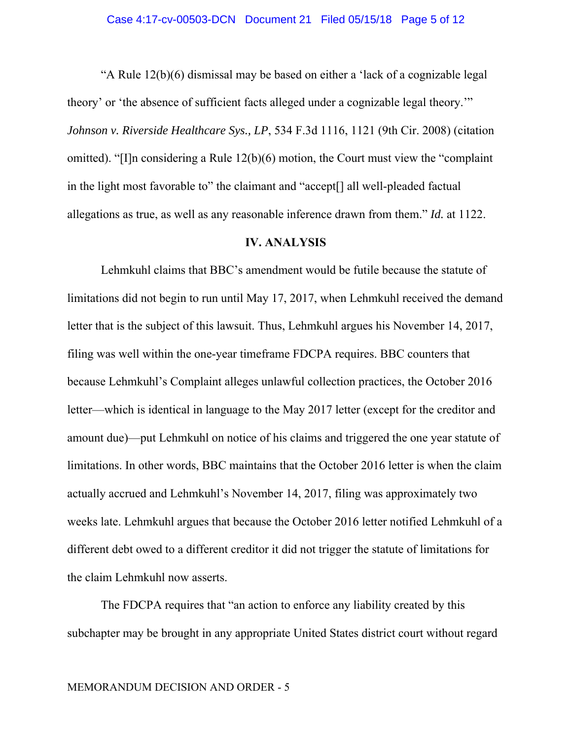"A Rule 12(b)(6) dismissal may be based on either a 'lack of a cognizable legal theory' or 'the absence of sufficient facts alleged under a cognizable legal theory.'" *Johnson v. Riverside Healthcare Sys., LP*, 534 F.3d 1116, 1121 (9th Cir. 2008) (citation omitted). "[I]n considering a Rule 12(b)(6) motion, the Court must view the "complaint in the light most favorable to" the claimant and "accept[] all well-pleaded factual allegations as true, as well as any reasonable inference drawn from them." *Id.* at 1122.

## IV. ANALYSIS

Lehmkuhl claims that BBC's amendment would be futile because the statute of limitations did not begin to run until May 17, 2017, when Lehmkuhl received the demand letter that is the subject of this lawsuit. Thus, Lehmkuhl argues his November 14, 2017, filing was well within the one-year timeframe FDCPA requires. BBC counters that because Lehmkuhl's Complaint alleges unlawful collection practices, the October 2016 letter—which is identical in language to the May 2017 letter (except for the creditor and amount due)—put Lehmkuhl on notice of his claims and triggered the one year statute of limitations. In other words, BBC maintains that the October 2016 letter is when the claim actually accrued and Lehmkuhl's November 14, 2017, filing was approximately two weeks late. Lehmkuhl argues that because the October 2016 letter notified Lehmkuhl of a different debt owed to a different creditor it did not trigger the statute of limitations for the claim Lehmkuhl now asserts.

The FDCPA requires that "an action to enforce any liability created by this subchapter may be brought in any appropriate United States district court without regard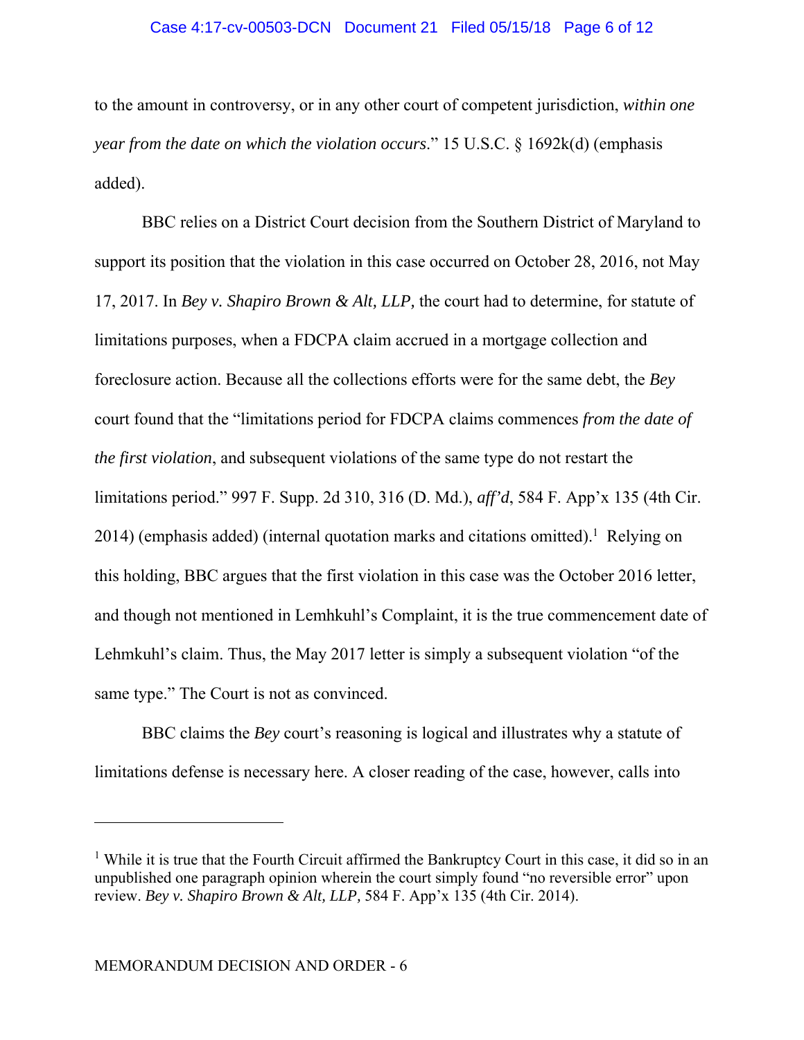to the amount in controversy, or in any other court of competent jurisdiction, *within one year from the date on which the violation occurs*." 15 U.S.C. § 1692k(d) (emphasis added).

BBC relies on a District Court decision from the Southern District of Maryland to support its position that the violation in this case occurred on October 28, 2016, not May 17, 2017. In *Bey v. Shapiro Brown & Alt, LLP,* the court had to determine, for statute of limitations purposes, when a FDCPA claim accrued in a mortgage collection and foreclosure action. Because all the collections efforts were for the same debt, the *Bey* court found that the "limitations period for FDCPA claims commences *from the date of the first violation*, and subsequent violations of the same type do not restart the limitations period." 997 F. Supp. 2d 310, 316 (D. Md.), *aff'd*, 584 F. App'x 135 (4th Cir. 2014) (emphasis added) (internal quotation marks and citations omitted).[1] Relying on this holding, BBC argues that the first violation in this case was the October 2016 letter, and though not mentioned in Lemhkuhl's Complaint, it is the true commencement date of Lehmkuhl's claim. Thus, the May 2017 letter is simply a subsequent violation "of the same type." The Court is not as convinced.

BBC claims the *Bey* court's reasoning is logical and illustrates why a statute of limitations defense is necessary here. A closer reading of the case, however, calls into

---

[1] While it is true that the Fourth Circuit affirmed the Bankruptcy Court in this case, it did so in an unpublished one paragraph opinion wherein the court simply found "no reversible error" upon review. *Bey v. Shapiro Brown & Alt, LLP,* 584 F. App'x 135 (4th Cir. 2014).

MEMORANDUM DECISION AND ORDER - 6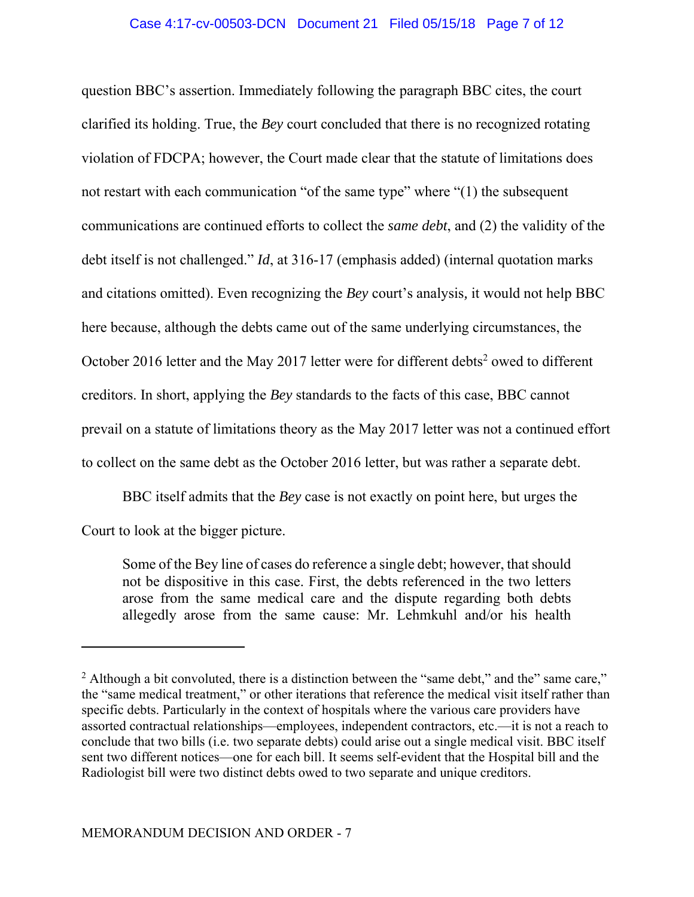question BBC's assertion. Immediately following the paragraph BBC cites, the court clarified its holding. True, the *Bey* court concluded that there is no recognized rotating violation of FDCPA; however, the Court made clear that the statute of limitations does not restart with each communication "of the same type" where "(1) the subsequent communications are continued efforts to collect the *same debt*, and (2) the validity of the debt itself is not challenged." *Id*, at 316-17 (emphasis added) (internal quotation marks and citations omitted). Even recognizing the *Bey* court's analysis, it would not help BBC here because, although the debts came out of the same underlying circumstances, the October 2016 letter and the May 2017 letter were for different debts[2] owed to different creditors. In short, applying the *Bey* standards to the facts of this case, BBC cannot prevail on a statute of limitations theory as the May 2017 letter was not a continued effort to collect on the same debt as the October 2016 letter, but was rather a separate debt.

BBC itself admits that the *Bey* case is not exactly on point here, but urges the Court to look at the bigger picture.

> Some of the Bey line of cases do reference a single debt; however, that should not be dispositive in this case. First, the debts referenced in the two letters arose from the same medical care and the dispute regarding both debts allegedly arose from the same cause: Mr. Lehmkuhl and/or his health

---

[2] Although a bit convoluted, there is a distinction between the "same debt," and the" same care," the "same medical treatment," or other iterations that reference the medical visit itself rather than specific debts. Particularly in the context of hospitals where the various care providers have assorted contractual relationships—employees, independent contractors, etc.—it is not a reach to conclude that two bills (i.e. two separate debts) could arise out a single medical visit. BBC itself sent two different notices—one for each bill. It seems self-evident that the Hospital bill and the Radiologist bill were two distinct debts owed to two separate and unique creditors.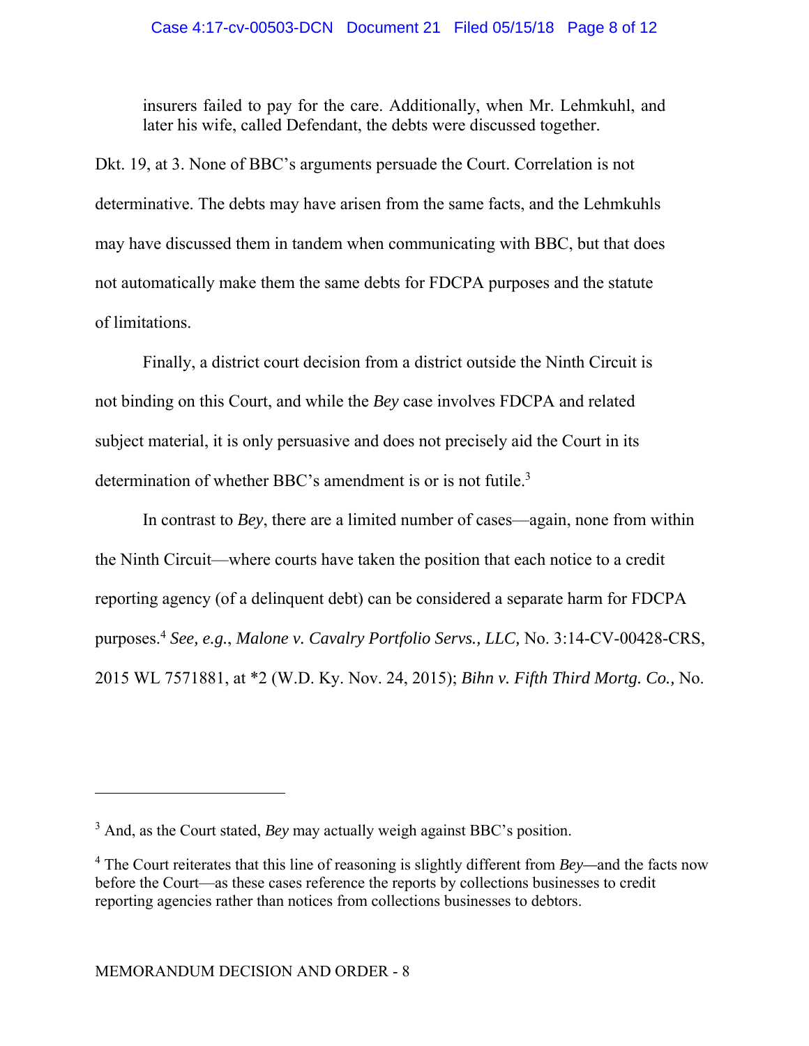> insurers failed to pay for the care. Additionally, when Mr. Lehmkuhl, and later his wife, called Defendant, the debts were discussed together.

Dkt. 19, at 3. None of BBC's arguments persuade the Court. Correlation is not determinative. The debts may have arisen from the same facts, and the Lehmkuhls may have discussed them in tandem when communicating with BBC, but that does not automatically make them the same debts for FDCPA purposes and the statute of limitations.

Finally, a district court decision from a district outside the Ninth Circuit is not binding on this Court, and while the *Bey* case involves FDCPA and related subject material, it is only persuasive and does not precisely aid the Court in its determination of whether BBC's amendment is or is not futile.[3]

In contrast to *Bey*, there are a limited number of cases—again, none from within the Ninth Circuit—where courts have taken the position that each notice to a credit reporting agency (of a delinquent debt) can be considered a separate harm for FDCPA purposes.[4] *See, e.g.*, *Malone v. Cavalry Portfolio Servs., LLC,* No. 3:14-CV-00428-CRS, 2015 WL 7571881, at *2 (W.D. Ky. Nov. 24, 2015); *Bihn v. Fifth Third Mortg. Co.,* No.

---

[3] And, as the Court stated, *Bey* may actually weigh against BBC's position.

[4] The Court reiterates that this line of reasoning is slightly different from *Bey*—and the facts now before the Court—as these cases reference the reports by collections businesses to credit reporting agencies rather than notices from collections businesses to debtors.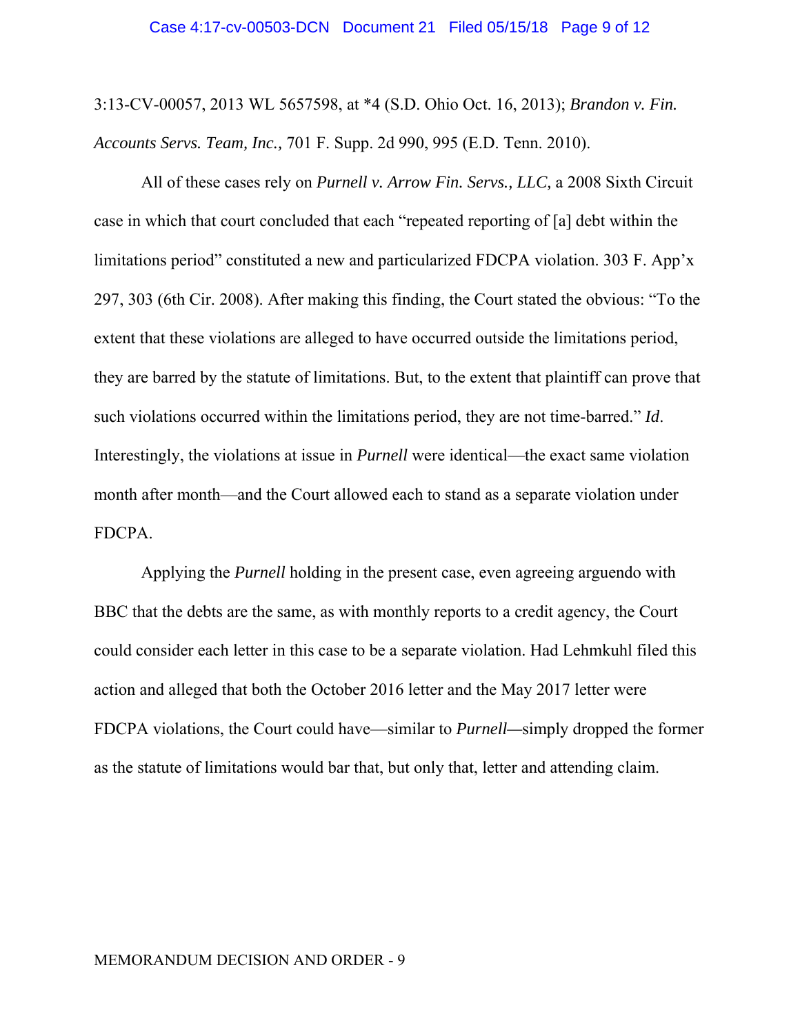3:13-CV-00057, 2013 WL 5657598, at *4 (S.D. Ohio Oct. 16, 2013); *Brandon v. Fin. Accounts Servs. Team, Inc.,* 701 F. Supp. 2d 990, 995 (E.D. Tenn. 2010).

All of these cases rely on *Purnell v. Arrow Fin. Servs., LLC,* a 2008 Sixth Circuit case in which that court concluded that each "repeated reporting of [a] debt within the limitations period" constituted a new and particularized FDCPA violation. 303 F. App'x 297, 303 (6th Cir. 2008). After making this finding, the Court stated the obvious: "To the extent that these violations are alleged to have occurred outside the limitations period, they are barred by the statute of limitations. But, to the extent that plaintiff can prove that such violations occurred within the limitations period, they are not time-barred." *Id*. Interestingly, the violations at issue in *Purnell* were identical—the exact same violation month after month—and the Court allowed each to stand as a separate violation under FDCPA.

Applying the *Purnell* holding in the present case, even agreeing arguendo with BBC that the debts are the same, as with monthly reports to a credit agency, the Court could consider each letter in this case to be a separate violation. Had Lehmkuhl filed this action and alleged that both the October 2016 letter and the May 2017 letter were FDCPA violations, the Court could have—similar to *Purnell*—simply dropped the former as the statute of limitations would bar that, but only that, letter and attending claim.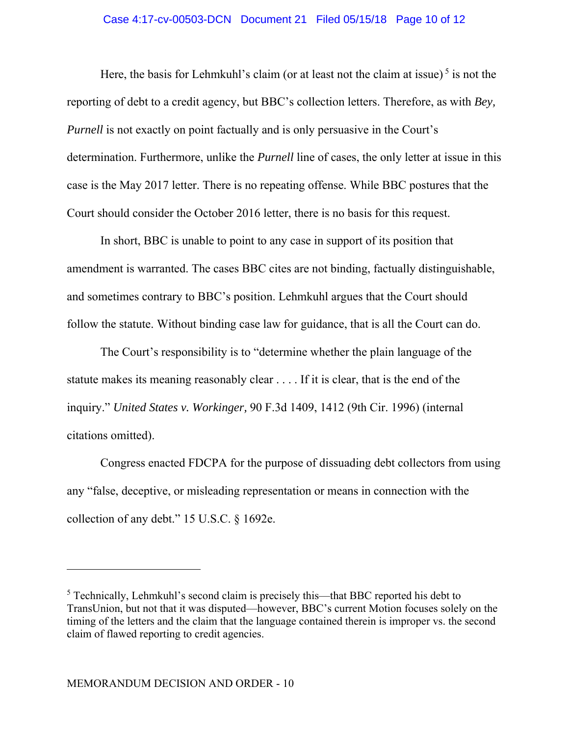Here, the basis for Lehmkuhl's claim (or at least not the claim at issue) [5] is not the reporting of debt to a credit agency, but BBC's collection letters. Therefore, as with *Bey, Purnell* is not exactly on point factually and is only persuasive in the Court's determination. Furthermore, unlike the *Purnell* line of cases, the only letter at issue in this case is the May 2017 letter. There is no repeating offense. While BBC postures that the Court should consider the October 2016 letter, there is no basis for this request.

In short, BBC is unable to point to any case in support of its position that amendment is warranted. The cases BBC cites are not binding, factually distinguishable, and sometimes contrary to BBC's position. Lehmkuhl argues that the Court should follow the statute. Without binding case law for guidance, that is all the Court can do.

The Court's responsibility is to "determine whether the plain language of the statute makes its meaning reasonably clear . . . . If it is clear, that is the end of the inquiry." *United States v. Workinger*, 90 F.3d 1409, 1412 (9th Cir. 1996) (internal citations omitted).

Congress enacted FDCPA for the purpose of dissuading debt collectors from using any "false, deceptive, or misleading representation or means in connection with the collection of any debt." 15 U.S.C. § 1692e.

---

[5] Technically, Lehmkuhl's second claim is precisely this—that BBC reported his debt to TransUnion, but not that it was disputed—however, BBC's current Motion focuses solely on the timing of the letters and the claim that the language contained therein is improper vs. the second claim of flawed reporting to credit agencies.

MEMORANDUM DECISION AND ORDER - 10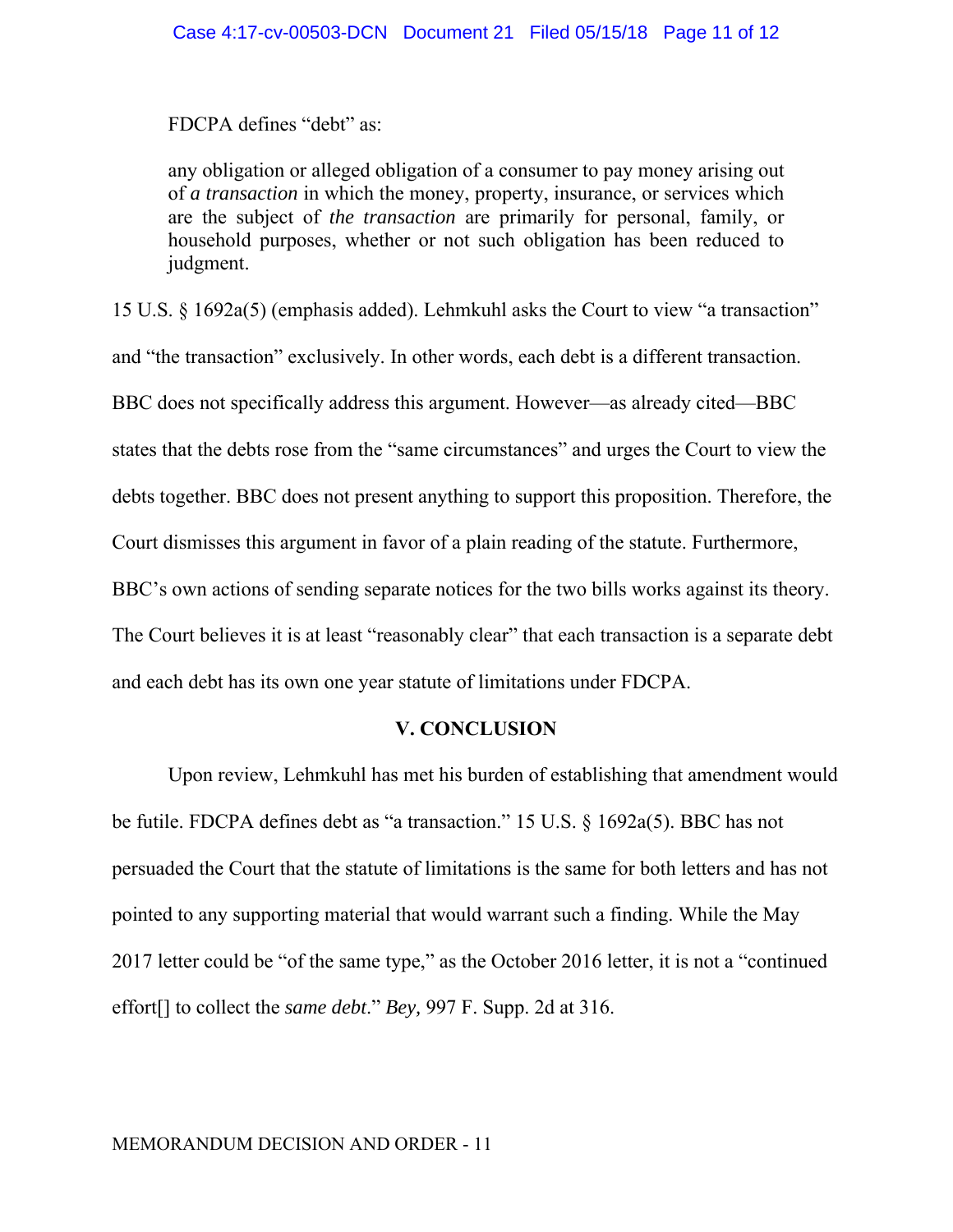FDCPA defines "debt" as:

> any obligation or alleged obligation of a consumer to pay money arising out of *a transaction* in which the money, property, insurance, or services which are the subject of *the transaction* are primarily for personal, family, or household purposes, whether or not such obligation has been reduced to judgment.

15 U.S. § 1692a(5) (emphasis added). Lehmkuhl asks the Court to view "a transaction" and "the transaction" exclusively. In other words, each debt is a different transaction. BBC does not specifically address this argument. However—as already cited—BBC states that the debts rose from the "same circumstances" and urges the Court to view the debts together. BBC does not present anything to support this proposition. Therefore, the Court dismisses this argument in favor of a plain reading of the statute. Furthermore, BBC's own actions of sending separate notices for the two bills works against its theory. The Court believes it is at least "reasonably clear" that each transaction is a separate debt and each debt has its own one year statute of limitations under FDCPA.

## V. CONCLUSION

Upon review, Lehmkuhl has met his burden of establishing that amendment would be futile. FDCPA defines debt as "a transaction." 15 U.S. § 1692a(5). BBC has not persuaded the Court that the statute of limitations is the same for both letters and has not pointed to any supporting material that would warrant such a finding. While the May 2017 letter could be "of the same type," as the October 2016 letter, it is not a "continued effort[] to collect the *same debt*." *Bey,* 997 F. Supp. 2d at 316.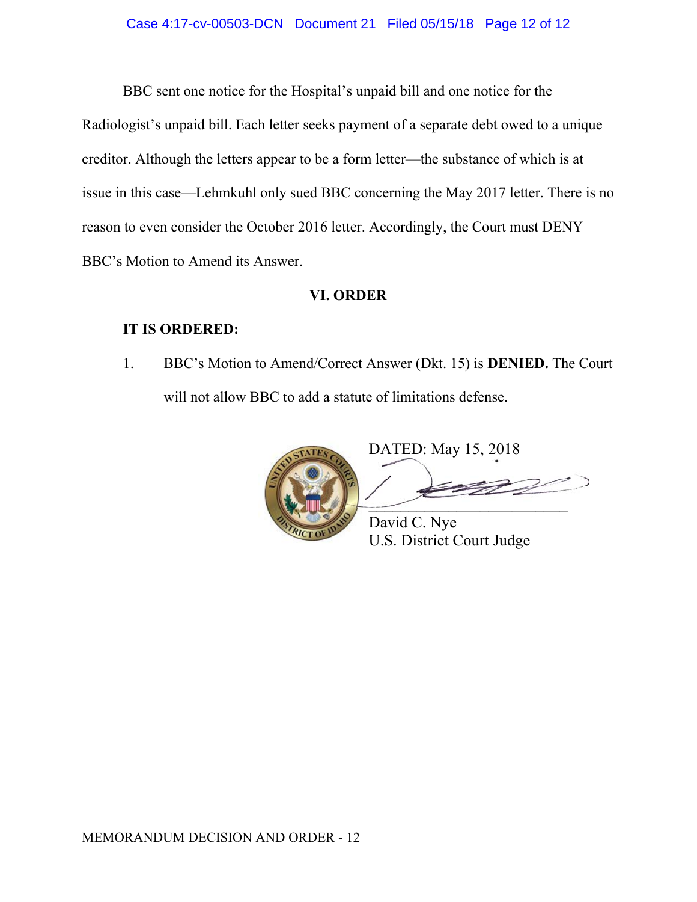BBC sent one notice for the Hospital's unpaid bill and one notice for the Radiologist's unpaid bill. Each letter seeks payment of a separate debt owed to a unique creditor. Although the letters appear to be a form letter—the substance of which is at issue in this case—Lehmkuhl only sued BBC concerning the May 2017 letter. There is no reason to even consider the October 2016 letter. Accordingly, the Court must DENY BBC's Motion to Amend its Answer.

## VI. ORDER

**IT IS ORDERED:**

1. BBC's Motion to Amend/Correct Answer (Dkt. 15) is **DENIED.** The Court will not allow BBC to add a statute of limitations defense.

DATED: May 15, 2018

David C. Nye
U.S. District Court Judge